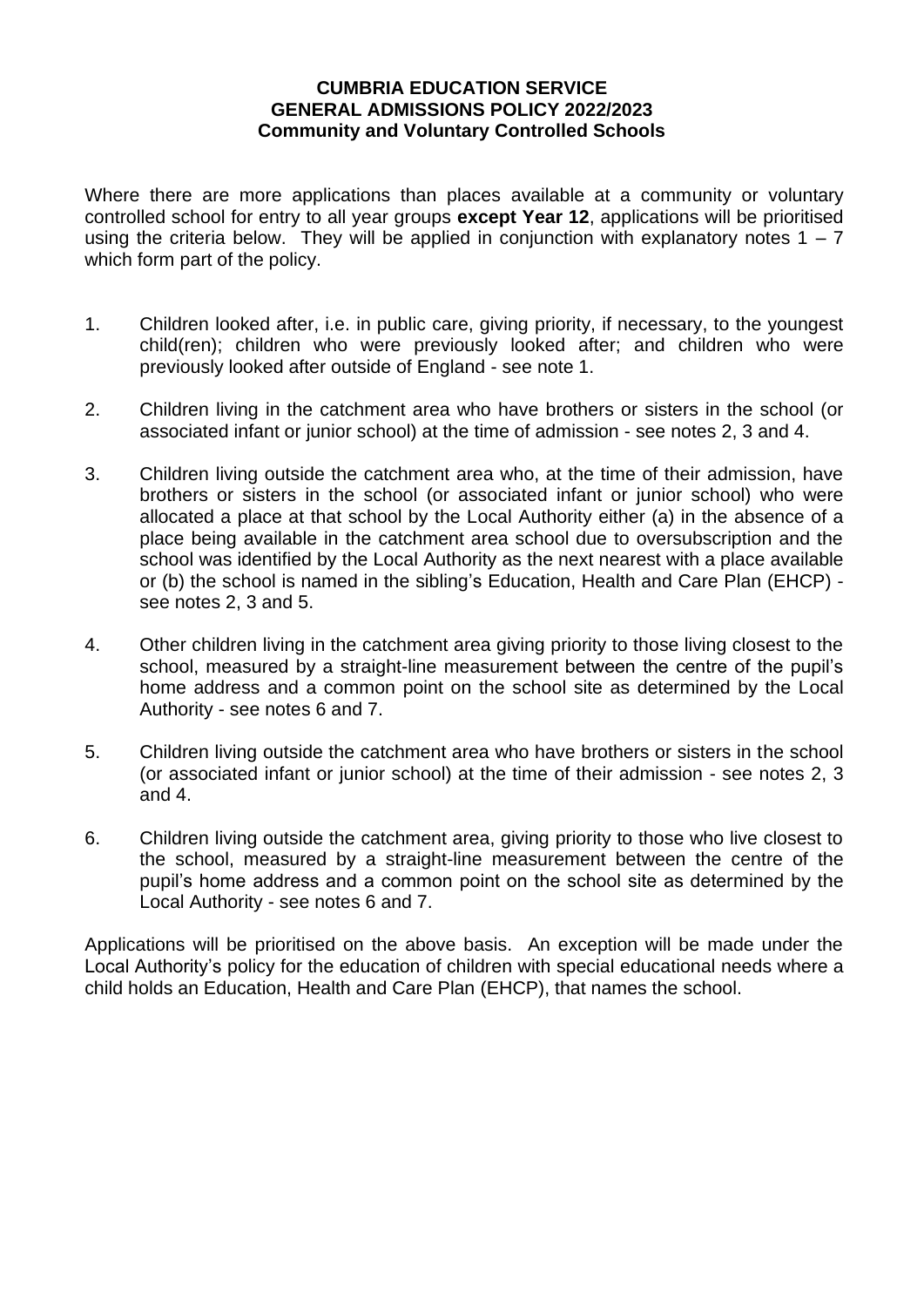**CUMBRIA EDUCATION SERVICE**
**GENERAL ADMISSIONS POLICY 2022/2023**
**Community and Voluntary Controlled Schools**

Where there are more applications than places available at a community or voluntary controlled school for entry to all year groups **except Year 12**, applications will be prioritised using the criteria below. They will be applied in conjunction with explanatory notes 1 – 7 which form part of the policy.

1. Children looked after, i.e. in public care, giving priority, if necessary, to the youngest child(ren); children who were previously looked after; and children who were previously looked after outside of England - see note 1.

2. Children living in the catchment area who have brothers or sisters in the school (or associated infant or junior school) at the time of admission - see notes 2, 3 and 4.

3. Children living outside the catchment area who, at the time of their admission, have brothers or sisters in the school (or associated infant or junior school) who were allocated a place at that school by the Local Authority either (a) in the absence of a place being available in the catchment area school due to oversubscription and the school was identified by the Local Authority as the next nearest with a place available or (b) the school is named in the sibling's Education, Health and Care Plan (EHCP) - see notes 2, 3 and 5.

4. Other children living in the catchment area giving priority to those living closest to the school, measured by a straight-line measurement between the centre of the pupil's home address and a common point on the school site as determined by the Local Authority - see notes 6 and 7.

5. Children living outside the catchment area who have brothers or sisters in the school (or associated infant or junior school) at the time of their admission - see notes 2, 3 and 4.

6. Children living outside the catchment area, giving priority to those who live closest to the school, measured by a straight-line measurement between the centre of the pupil's home address and a common point on the school site as determined by the Local Authority - see notes 6 and 7.

Applications will be prioritised on the above basis. An exception will be made under the Local Authority's policy for the education of children with special educational needs where a child holds an Education, Health and Care Plan (EHCP), that names the school.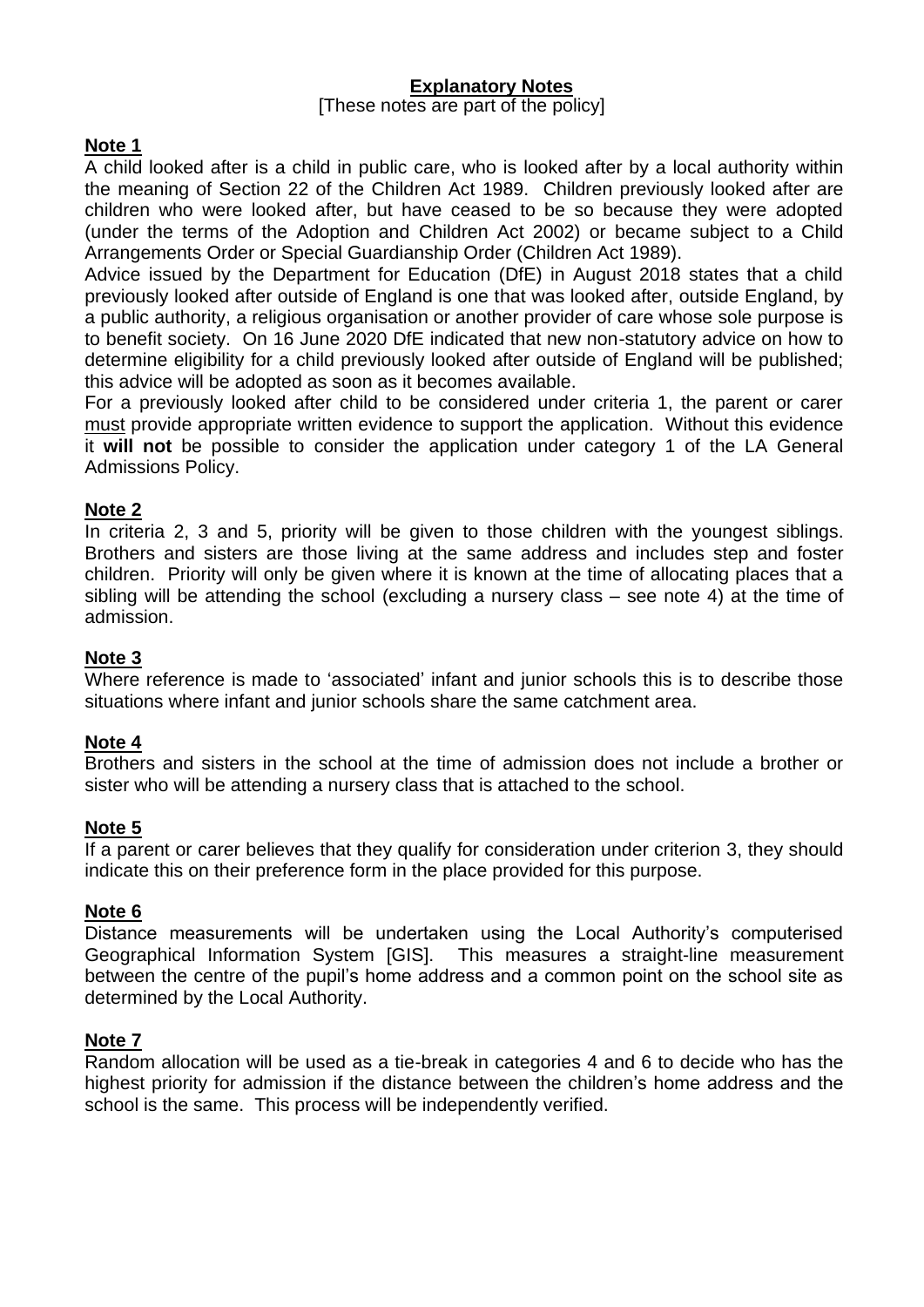# Explanatory Notes

[These notes are part of the policy]

## Note 1

A child looked after is a child in public care, who is looked after by a local authority within the meaning of Section 22 of the Children Act 1989. Children previously looked after are children who were looked after, but have ceased to be so because they were adopted (under the terms of the Adoption and Children Act 2002) or became subject to a Child Arrangements Order or Special Guardianship Order (Children Act 1989).

Advice issued by the Department for Education (DfE) in August 2018 states that a child previously looked after outside of England is one that was looked after, outside England, by a public authority, a religious organisation or another provider of care whose sole purpose is to benefit society. On 16 June 2020 DfE indicated that new non-statutory advice on how to determine eligibility for a child previously looked after outside of England will be published; this advice will be adopted as soon as it becomes available.

For a previously looked after child to be considered under criteria 1, the parent or carer must provide appropriate written evidence to support the application. Without this evidence it **will not** be possible to consider the application under category 1 of the LA General Admissions Policy.

## Note 2

In criteria 2, 3 and 5, priority will be given to those children with the youngest siblings. Brothers and sisters are those living at the same address and includes step and foster children. Priority will only be given where it is known at the time of allocating places that a sibling will be attending the school (excluding a nursery class – see note 4) at the time of admission.

## Note 3

Where reference is made to 'associated' infant and junior schools this is to describe those situations where infant and junior schools share the same catchment area.

## Note 4

Brothers and sisters in the school at the time of admission does not include a brother or sister who will be attending a nursery class that is attached to the school.

## Note 5

If a parent or carer believes that they qualify for consideration under criterion 3, they should indicate this on their preference form in the place provided for this purpose.

## Note 6

Distance measurements will be undertaken using the Local Authority's computerised Geographical Information System [GIS]. This measures a straight-line measurement between the centre of the pupil's home address and a common point on the school site as determined by the Local Authority.

## Note 7

Random allocation will be used as a tie-break in categories 4 and 6 to decide who has the highest priority for admission if the distance between the children's home address and the school is the same. This process will be independently verified.